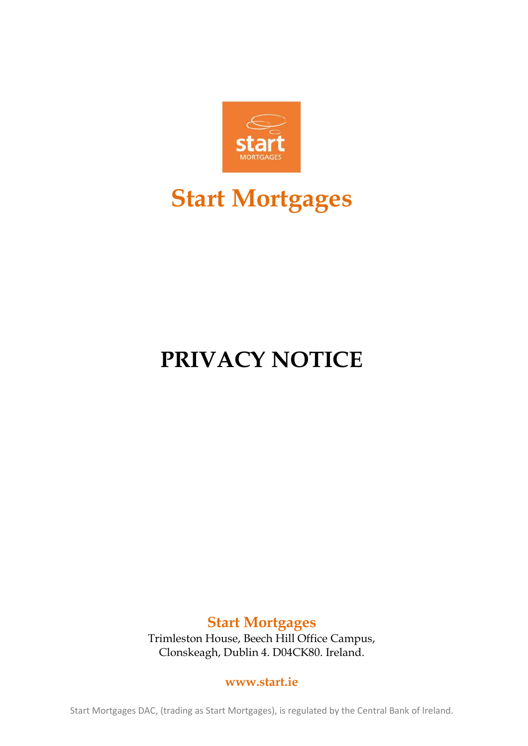# Start Mortgages

# PRIVACY NOTICE

**Start Mortgages**

Trimleston House, Beech Hill Office Campus,
Clonskeagh, Dublin 4. D04CK80. Ireland.

**www.start.ie**

Start Mortgages DAC, (trading as Start Mortgages), is regulated by the Central Bank of Ireland.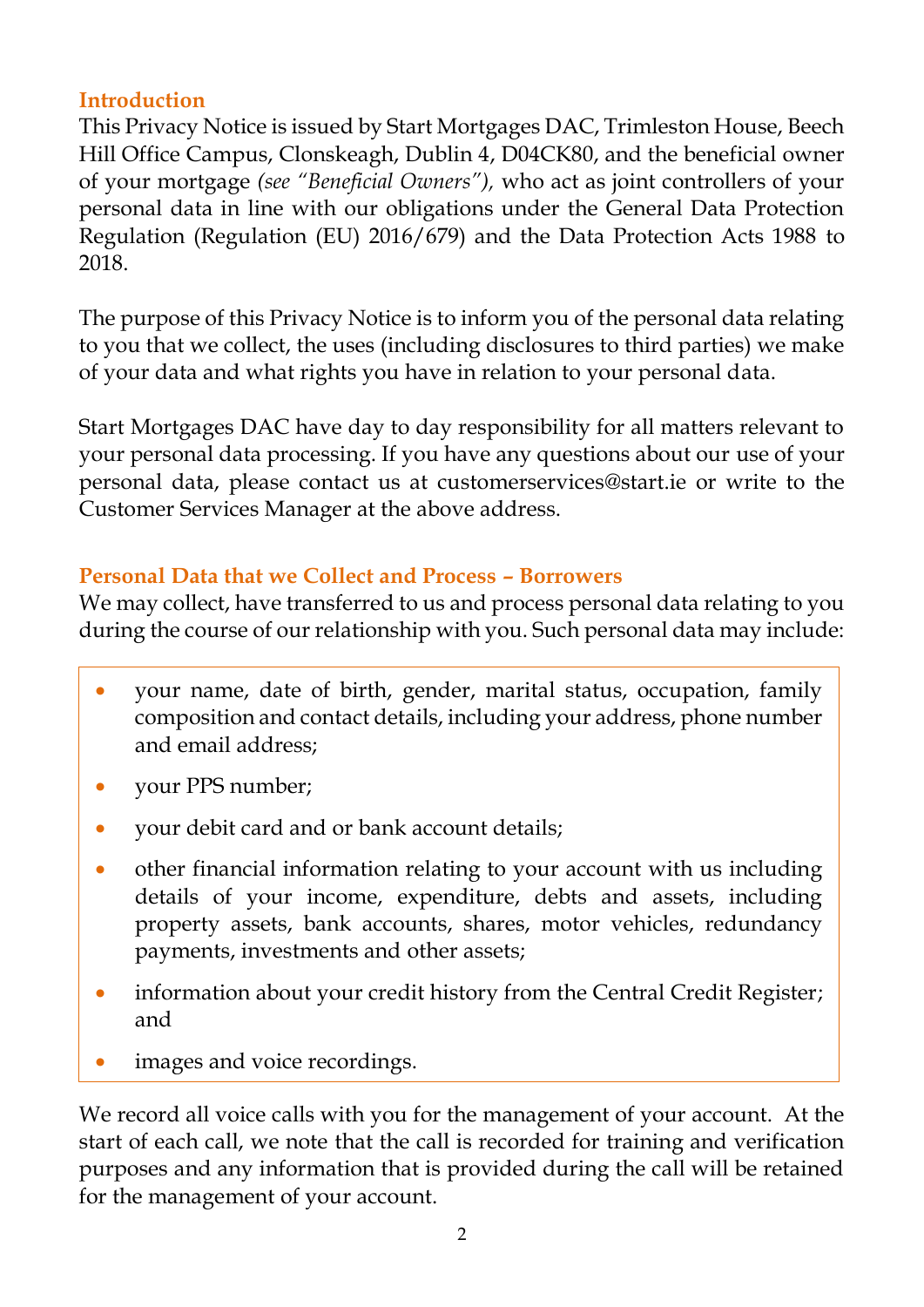## Introduction

This Privacy Notice is issued by Start Mortgages DAC, Trimleston House, Beech Hill Office Campus, Clonskeagh, Dublin 4, D04CK80, and the beneficial owner of your mortgage *(see "Beneficial Owners")*, who act as joint controllers of your personal data in line with our obligations under the General Data Protection Regulation (Regulation (EU) 2016/679) and the Data Protection Acts 1988 to 2018.

The purpose of this Privacy Notice is to inform you of the personal data relating to you that we collect, the uses (including disclosures to third parties) we make of your data and what rights you have in relation to your personal data.

Start Mortgages DAC have day to day responsibility for all matters relevant to your personal data processing. If you have any questions about our use of your personal data, please contact us at customerservices@start.ie or write to the Customer Services Manager at the above address.

## Personal Data that we Collect and Process – Borrowers

We may collect, have transferred to us and process personal data relating to you during the course of our relationship with you. Such personal data may include:

- your name, date of birth, gender, marital status, occupation, family composition and contact details, including your address, phone number and email address;
- your PPS number;
- your debit card and or bank account details;
- other financial information relating to your account with us including details of your income, expenditure, debts and assets, including property assets, bank accounts, shares, motor vehicles, redundancy payments, investments and other assets;
- information about your credit history from the Central Credit Register; and
- images and voice recordings.

We record all voice calls with you for the management of your account. At the start of each call, we note that the call is recorded for training and verification purposes and any information that is provided during the call will be retained for the management of your account.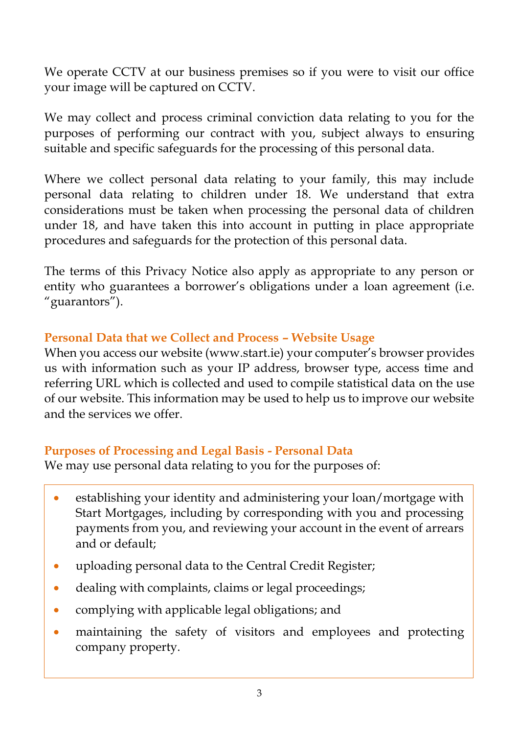We operate CCTV at our business premises so if you were to visit our office your image will be captured on CCTV.

We may collect and process criminal conviction data relating to you for the purposes of performing our contract with you, subject always to ensuring suitable and specific safeguards for the processing of this personal data.

Where we collect personal data relating to your family, this may include personal data relating to children under 18. We understand that extra considerations must be taken when processing the personal data of children under 18, and have taken this into account in putting in place appropriate procedures and safeguards for the protection of this personal data.

The terms of this Privacy Notice also apply as appropriate to any person or entity who guarantees a borrower's obligations under a loan agreement (i.e. "guarantors").

### Personal Data that we Collect and Process – Website Usage

When you access our website (www.start.ie) your computer's browser provides us with information such as your IP address, browser type, access time and referring URL which is collected and used to compile statistical data on the use of our website. This information may be used to help us to improve our website and the services we offer.

### Purposes of Processing and Legal Basis - Personal Data

We may use personal data relating to you for the purposes of:

- establishing your identity and administering your loan/mortgage with Start Mortgages, including by corresponding with you and processing payments from you, and reviewing your account in the event of arrears and or default;
- uploading personal data to the Central Credit Register;
- dealing with complaints, claims or legal proceedings;
- complying with applicable legal obligations; and
- maintaining the safety of visitors and employees and protecting company property.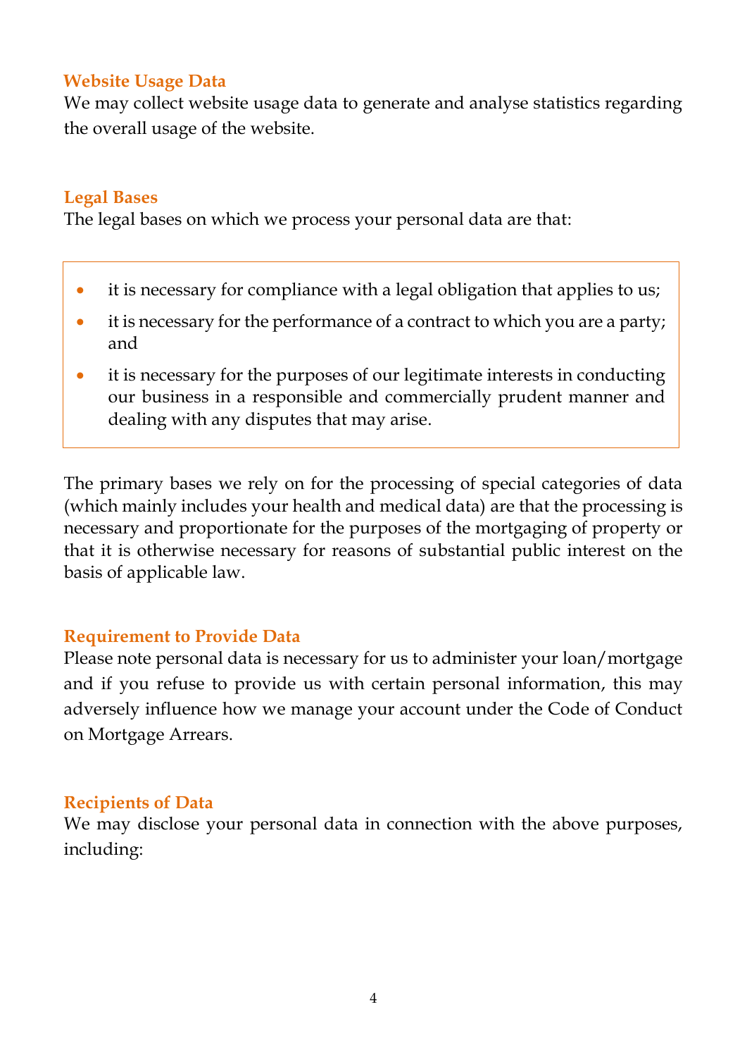## Website Usage Data

We may collect website usage data to generate and analyse statistics regarding the overall usage of the website.

## Legal Bases

The legal bases on which we process your personal data are that:

- it is necessary for compliance with a legal obligation that applies to us;
- it is necessary for the performance of a contract to which you are a party; and
- it is necessary for the purposes of our legitimate interests in conducting our business in a responsible and commercially prudent manner and dealing with any disputes that may arise.

The primary bases we rely on for the processing of special categories of data (which mainly includes your health and medical data) are that the processing is necessary and proportionate for the purposes of the mortgaging of property or that it is otherwise necessary for reasons of substantial public interest on the basis of applicable law.

## Requirement to Provide Data

Please note personal data is necessary for us to administer your loan/mortgage and if you refuse to provide us with certain personal information, this may adversely influence how we manage your account under the Code of Conduct on Mortgage Arrears.

## Recipients of Data

We may disclose your personal data in connection with the above purposes, including: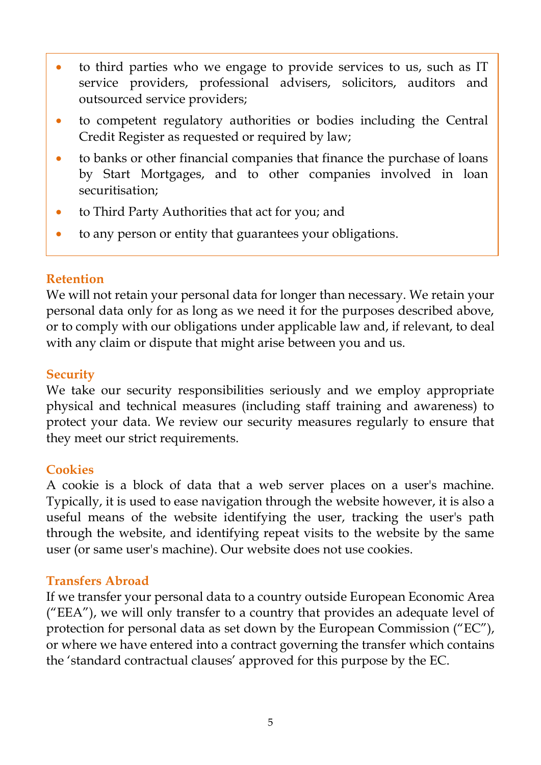- to third parties who we engage to provide services to us, such as IT service providers, professional advisers, solicitors, auditors and outsourced service providers;
- to competent regulatory authorities or bodies including the Central Credit Register as requested or required by law;
- to banks or other financial companies that finance the purchase of loans by Start Mortgages, and to other companies involved in loan securitisation;
- to Third Party Authorities that act for you; and
- to any person or entity that guarantees your obligations.

### Retention

We will not retain your personal data for longer than necessary. We retain your personal data only for as long as we need it for the purposes described above, or to comply with our obligations under applicable law and, if relevant, to deal with any claim or dispute that might arise between you and us.

### Security

We take our security responsibilities seriously and we employ appropriate physical and technical measures (including staff training and awareness) to protect your data. We review our security measures regularly to ensure that they meet our strict requirements.

### Cookies

A cookie is a block of data that a web server places on a user's machine. Typically, it is used to ease navigation through the website however, it is also a useful means of the website identifying the user, tracking the user's path through the website, and identifying repeat visits to the website by the same user (or same user's machine). Our website does not use cookies.

### Transfers Abroad

If we transfer your personal data to a country outside European Economic Area ("EEA"), we will only transfer to a country that provides an adequate level of protection for personal data as set down by the European Commission ("EC"), or where we have entered into a contract governing the transfer which contains the 'standard contractual clauses' approved for this purpose by the EC.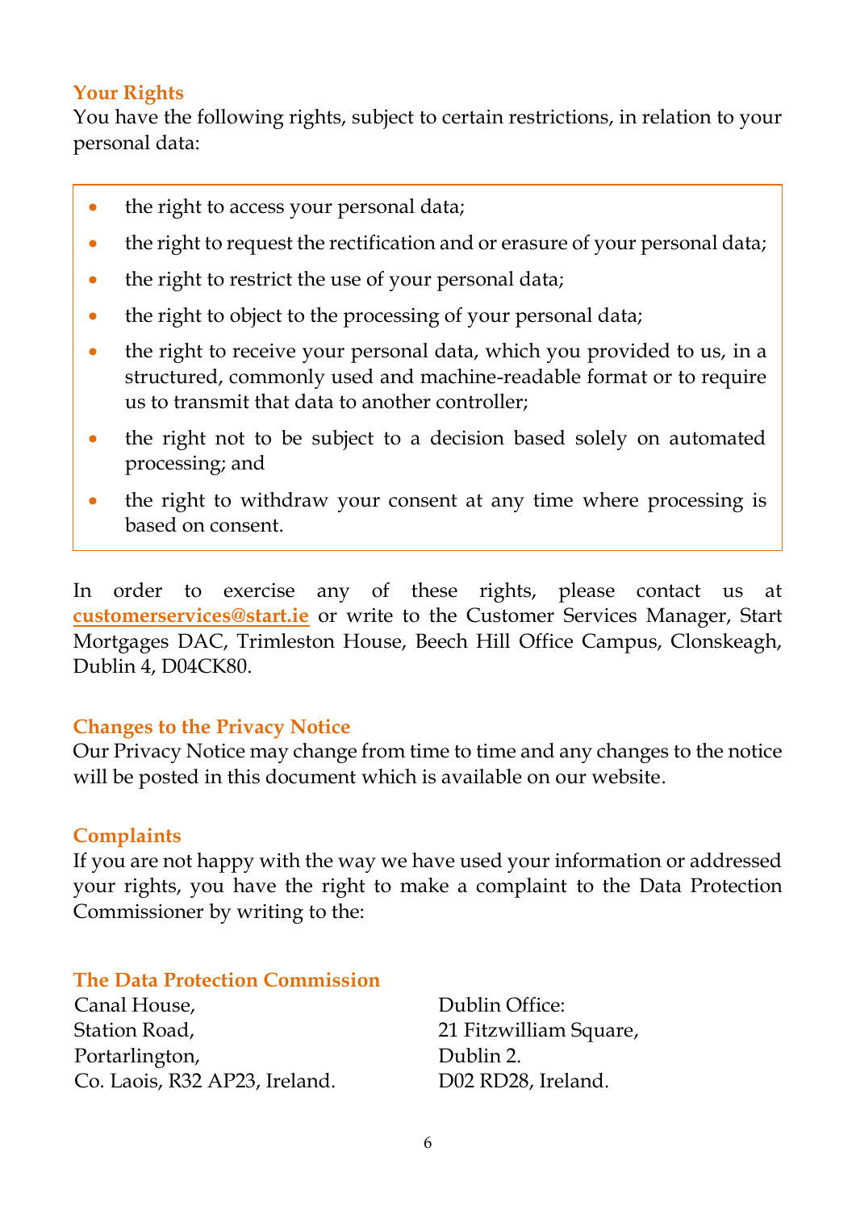## Your Rights

You have the following rights, subject to certain restrictions, in relation to your personal data:

- the right to access your personal data;
- the right to request the rectification and or erasure of your personal data;
- the right to restrict the use of your personal data;
- the right to object to the processing of your personal data;
- the right to receive your personal data, which you provided to us, in a structured, commonly used and machine-readable format or to require us to transmit that data to another controller;
- the right not to be subject to a decision based solely on automated processing; and
- the right to withdraw your consent at any time where processing is based on consent.

In order to exercise any of these rights, please contact us at **customerservices@start.ie** or write to the Customer Services Manager, Start Mortgages DAC, Trimleston House, Beech Hill Office Campus, Clonskeagh, Dublin 4, D04CK80.

## Changes to the Privacy Notice

Our Privacy Notice may change from time to time and any changes to the notice will be posted in this document which is available on our website.

## Complaints

If you are not happy with the way we have used your information or addressed your rights, you have the right to make a complaint to the Data Protection Commissioner by writing to the:

## The Data Protection Commission

Canal House,
Station Road,
Portarlington,
Co. Laois, R32 AP23, Ireland.

Dublin Office:
21 Fitzwilliam Square,
Dublin 2.
D02 RD28, Ireland.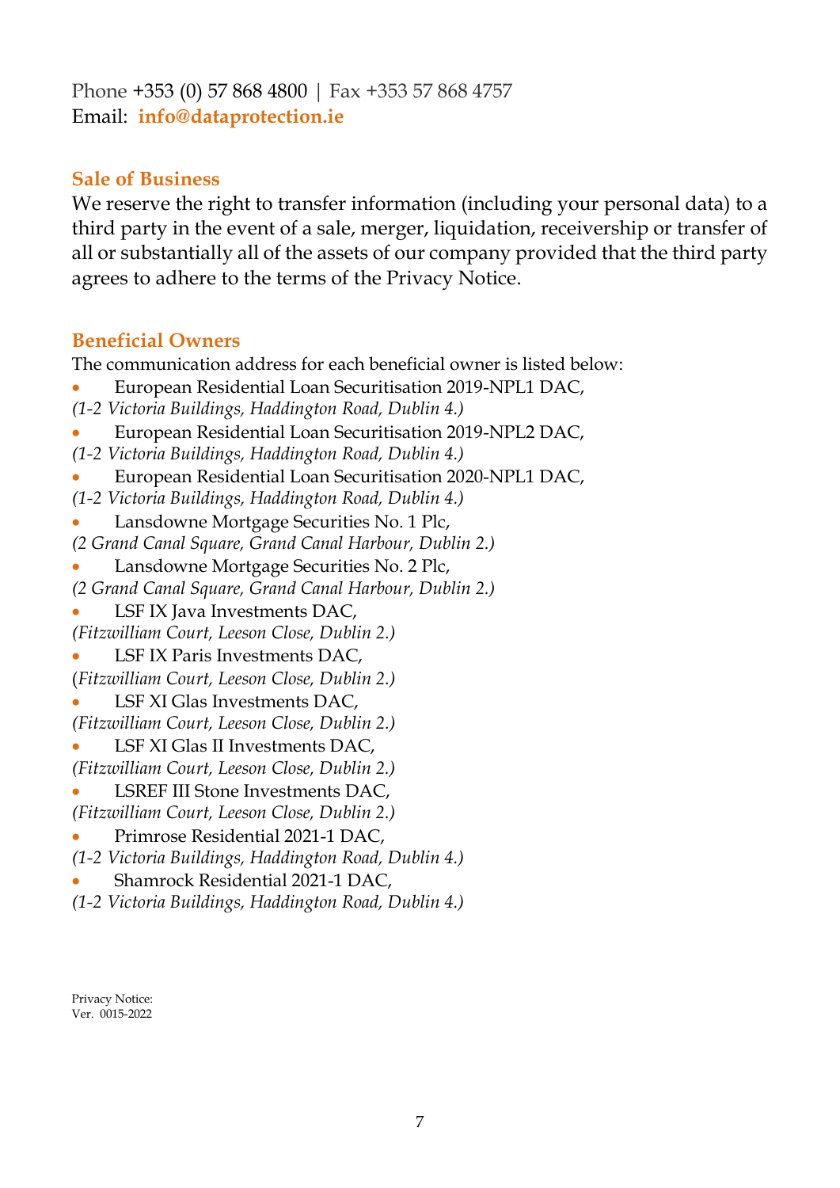Phone +353 (0) 57 868 4800 | Fax +353 57 868 4757
Email: **info@dataprotection.ie**

## Sale of Business

We reserve the right to transfer information (including your personal data) to a third party in the event of a sale, merger, liquidation, receivership or transfer of all or substantially all of the assets of our company provided that the third party agrees to adhere to the terms of the Privacy Notice.

## Beneficial Owners

The communication address for each beneficial owner is listed below:

- European Residential Loan Securitisation 2019-NPL1 DAC,
*(1-2 Victoria Buildings, Haddington Road, Dublin 4.)*
- European Residential Loan Securitisation 2019-NPL2 DAC,
*(1-2 Victoria Buildings, Haddington Road, Dublin 4.)*
- European Residential Loan Securitisation 2020-NPL1 DAC,
*(1-2 Victoria Buildings, Haddington Road, Dublin 4.)*
- Lansdowne Mortgage Securities No. 1 Plc,
*(2 Grand Canal Square, Grand Canal Harbour, Dublin 2.)*
- Lansdowne Mortgage Securities No. 2 Plc,
*(2 Grand Canal Square, Grand Canal Harbour, Dublin 2.)*
- LSF IX Java Investments DAC,
*(Fitzwilliam Court, Leeson Close, Dublin 2.)*
- LSF IX Paris Investments DAC,
*(Fitzwilliam Court, Leeson Close, Dublin 2.)*
- LSF XI Glas Investments DAC,
*(Fitzwilliam Court, Leeson Close, Dublin 2.)*
- LSF XI Glas II Investments DAC,
*(Fitzwilliam Court, Leeson Close, Dublin 2.)*
- LSREF III Stone Investments DAC,
*(Fitzwilliam Court, Leeson Close, Dublin 2.)*
- Primrose Residential 2021-1 DAC,
*(1-2 Victoria Buildings, Haddington Road, Dublin 4.)*
- Shamrock Residential 2021-1 DAC,
*(1-2 Victoria Buildings, Haddington Road, Dublin 4.)*

Privacy Notice:
Ver. 0015-2022